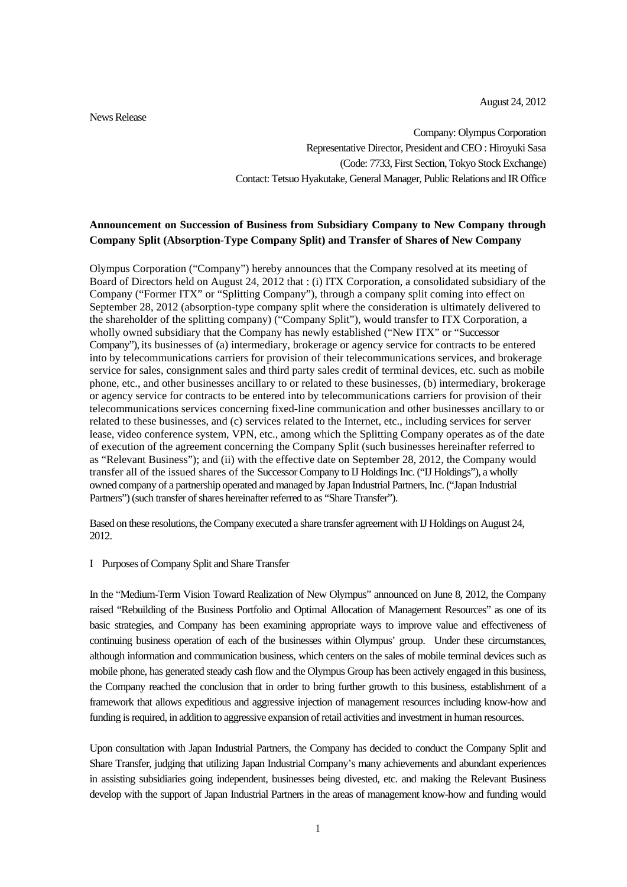August 24, 2012

News Release

Company: Olympus Corporation
Representative Director, President and CEO : Hiroyuki Sasa
(Code: 7733, First Section, Tokyo Stock Exchange)
Contact: Tetsuo Hyakutake, General Manager, Public Relations and IR Office

**Announcement on Succession of Business from Subsidiary Company to New Company through Company Split (Absorption-Type Company Split) and Transfer of Shares of New Company**

Olympus Corporation ("Company") hereby announces that the Company resolved at its meeting of Board of Directors held on August 24, 2012 that : (i) ITX Corporation, a consolidated subsidiary of the Company ("Former ITX" or "Splitting Company"), through a company split coming into effect on September 28, 2012 (absorption-type company split where the consideration is ultimately delivered to the shareholder of the splitting company) ("Company Split"), would transfer to ITX Corporation, a wholly owned subsidiary that the Company has newly established ("New ITX" or "Successor Company"), its businesses of (a) intermediary, brokerage or agency service for contracts to be entered into by telecommunications carriers for provision of their telecommunications services, and brokerage service for sales, consignment sales and third party sales credit of terminal devices, etc. such as mobile phone, etc., and other businesses ancillary to or related to these businesses, (b) intermediary, brokerage or agency service for contracts to be entered into by telecommunications carriers for provision of their telecommunications services concerning fixed-line communication and other businesses ancillary to or related to these businesses, and (c) services related to the Internet, etc., including services for server lease, video conference system, VPN, etc., among which the Splitting Company operates as of the date of execution of the agreement concerning the Company Split (such businesses hereinafter referred to as "Relevant Business"); and (ii) with the effective date on September 28, 2012, the Company would transfer all of the issued shares of the Successor Company to IJ Holdings Inc. ("IJ Holdings"), a wholly owned company of a partnership operated and managed by Japan Industrial Partners, Inc. ("Japan Industrial Partners") (such transfer of shares hereinafter referred to as "Share Transfer").

Based on these resolutions, the Company executed a share transfer agreement with IJ Holdings on August 24, 2012.

I Purposes of Company Split and Share Transfer

In the "Medium-Term Vision Toward Realization of New Olympus" announced on June 8, 2012, the Company raised "Rebuilding of the Business Portfolio and Optimal Allocation of Management Resources" as one of its basic strategies, and Company has been examining appropriate ways to improve value and effectiveness of continuing business operation of each of the businesses within Olympus' group. Under these circumstances, although information and communication business, which centers on the sales of mobile terminal devices such as mobile phone, has generated steady cash flow and the Olympus Group has been actively engaged in this business, the Company reached the conclusion that in order to bring further growth to this business, establishment of a framework that allows expeditious and aggressive injection of management resources including know-how and funding is required, in addition to aggressive expansion of retail activities and investment in human resources.

Upon consultation with Japan Industrial Partners, the Company has decided to conduct the Company Split and Share Transfer, judging that utilizing Japan Industrial Company's many achievements and abundant experiences in assisting subsidiaries going independent, businesses being divested, etc. and making the Relevant Business develop with the support of Japan Industrial Partners in the areas of management know-how and funding would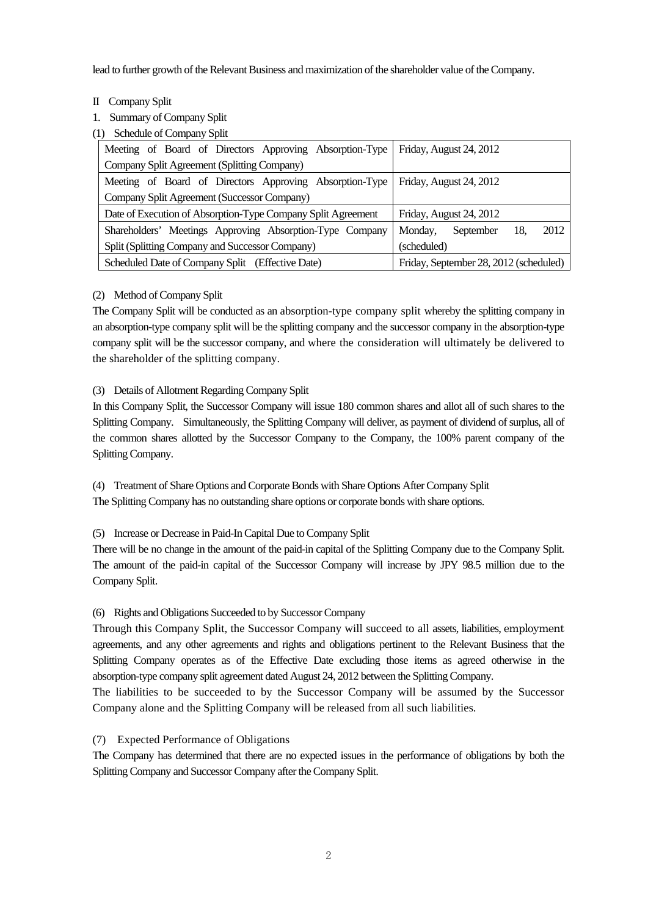lead to further growth of the Relevant Business and maximization of the shareholder value of the Company.

## II Company Split

### 1. Summary of Company Split

#### (1) Schedule of Company Split

| | |
|---|---|
| Meeting of Board of Directors Approving Absorption-Type Company Split Agreement (Splitting Company) | Friday, August 24, 2012 |
| Meeting of Board of Directors Approving Absorption-Type Company Split Agreement (Successor Company) | Friday, August 24, 2012 |
| Date of Execution of Absorption-Type Company Split Agreement | Friday, August 24, 2012 |
| Shareholders' Meetings Approving Absorption-Type Company Split (Splitting Company and Successor Company) | Monday, September 18, 2012 (scheduled) |
| Scheduled Date of Company Split (Effective Date) | Friday, September 28, 2012 (scheduled) |

#### (2) Method of Company Split

The Company Split will be conducted as an absorption-type company split whereby the splitting company in an absorption-type company split will be the splitting company and the successor company in the absorption-type company split will be the successor company, and where the consideration will ultimately be delivered to the shareholder of the splitting company.

#### (3) Details of Allotment Regarding Company Split

In this Company Split, the Successor Company will issue 180 common shares and allot all of such shares to the Splitting Company. Simultaneously, the Splitting Company will deliver, as payment of dividend of surplus, all of the common shares allotted by the Successor Company to the Company, the 100% parent company of the Splitting Company.

#### (4) Treatment of Share Options and Corporate Bonds with Share Options After Company Split

The Splitting Company has no outstanding share options or corporate bonds with share options.

#### (5) Increase or Decrease in Paid-In Capital Due to Company Split

There will be no change in the amount of the paid-in capital of the Splitting Company due to the Company Split. The amount of the paid-in capital of the Successor Company will increase by JPY 98.5 million due to the Company Split.

#### (6) Rights and Obligations Succeeded to by Successor Company

Through this Company Split, the Successor Company will succeed to all assets, liabilities, employment agreements, and any other agreements and rights and obligations pertinent to the Relevant Business that the Splitting Company operates as of the Effective Date excluding those items as agreed otherwise in the absorption-type company split agreement dated August 24, 2012 between the Splitting Company.

The liabilities to be succeeded to by the Successor Company will be assumed by the Successor Company alone and the Splitting Company will be released from all such liabilities.

#### (7) Expected Performance of Obligations

The Company has determined that there are no expected issues in the performance of obligations by both the Splitting Company and Successor Company after the Company Split.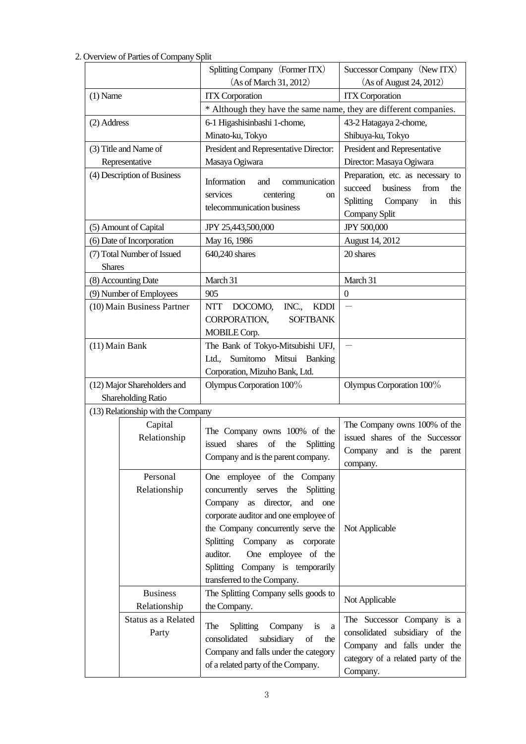2. Overview of Parties of Company Split

| | | Splitting Company (Former ITX) (As of March 31, 2012) | Successor Company (New ITX) (As of August 24, 2012) |
|---|---|---|---|
| (1) Name | | ITX Corporation | ITX Corporation |
| | | * Although they have the same name, they are different companies. | |
| (2) Address | | 6-1 Higashisinbashi 1-chome, Minato-ku, Tokyo | 43-2 Hatagaya 2-chome, Shibuya-ku, Tokyo |
| (3) Title and Name of Representative | | President and Representative Director: Masaya Ogiwara | President and Representative Director: Masaya Ogiwara |
| (4) Description of Business | | Information and communication services centering on telecommunication business | Preparation, etc. as necessary to succeed business from the Splitting Company in this Company Split |
| (5) Amount of Capital | | JPY 25,443,500,000 | JPY 500,000 |
| (6) Date of Incorporation | | May 16, 1986 | August 14, 2012 |
| (7) Total Number of Issued Shares | | 640,240 shares | 20 shares |
| (8) Accounting Date | | March 31 | March 31 |
| (9) Number of Employees | | 905 | 0 |
| (10) Main Business Partner | | NTT DOCOMO, INC., KDDI CORPORATION, SOFTBANK MOBILE Corp. | — |
| (11) Main Bank | | The Bank of Tokyo-Mitsubishi UFJ, Ltd., Sumitomo Mitsui Banking Corporation, Mizuho Bank, Ltd. | — |
| (12) Major Shareholders and Shareholding Ratio | | Olympus Corporation 100% | Olympus Corporation 100% |
| (13) Relationship with the Company | | | |
| | Capital Relationship | The Company owns 100% of the issued shares of the Splitting Company and is the parent company. | The Company owns 100% of the issued shares of the Successor Company and is the parent company. |
| | Personal Relationship | One employee of the Company concurrently serves the Splitting Company as director, and one corporate auditor and one employee of the Company concurrently serve the Splitting Company as corporate auditor. One employee of the Splitting Company is temporarily transferred to the Company. | Not Applicable |
| | Business Relationship | The Splitting Company sells goods to the Company. | Not Applicable |
| | Status as a Related Party | The Splitting Company is a consolidated subsidiary of the Company and falls under the category of a related party of the Company. | The Successor Company is a consolidated subsidiary of the Company and falls under the category of a related party of the Company. |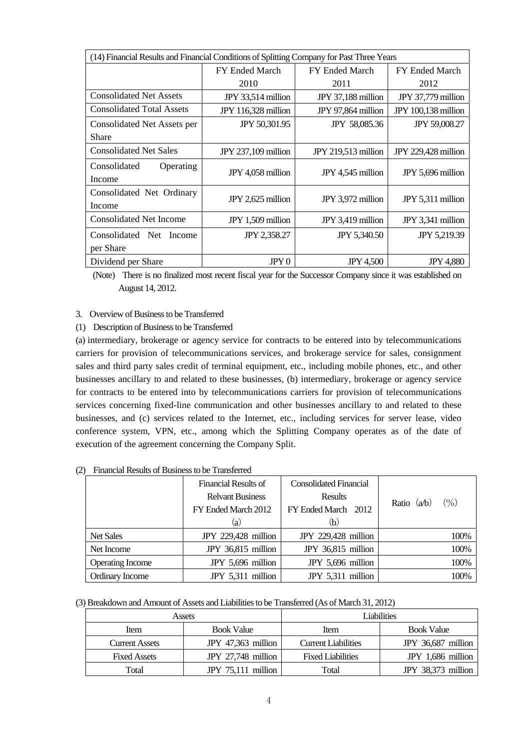| (14) Financial Results and Financial Conditions of Splitting Company for Past Three Years | | | |
|---|---|---|---|
| | FY Ended March 2010 | FY Ended March 2011 | FY Ended March 2012 |
| Consolidated Net Assets | JPY 33,514 million | JPY 37,188 million | JPY 37,779 million |
| Consolidated Total Assets | JPY 116,328 million | JPY 97,864 million | JPY 100,138 million |
| Consolidated Net Assets per Share | JPY 50,301.95 | JPY 58,085.36 | JPY 59,008.27 |
| Consolidated Net Sales | JPY 237,109 million | JPY 219,513 million | JPY 229,428 million |
| Consolidated Operating Income | JPY 4,058 million | JPY 4,545 million | JPY 5,696 million |
| Consolidated Net Ordinary Income | JPY 2,625 million | JPY 3,972 million | JPY 5,311 million |
| Consolidated Net Income | JPY 1,509 million | JPY 3,419 million | JPY 3,341 million |
| Consolidated Net Income per Share | JPY 2,358.27 | JPY 5,340.50 | JPY 5,219.39 |
| Dividend per Share | JPY 0 | JPY 4,500 | JPY 4,880 |

(Note) There is no finalized most recent fiscal year for the Successor Company since it was established on August 14, 2012.

3. Overview of Business to be Transferred

(1) Description of Business to be Transferred

(a) intermediary, brokerage or agency service for contracts to be entered into by telecommunications carriers for provision of telecommunications services, and brokerage service for sales, consignment sales and third party sales credit of terminal equipment, etc., including mobile phones, etc., and other businesses ancillary to and related to these businesses, (b) intermediary, brokerage or agency service for contracts to be entered into by telecommunications carriers for provision of telecommunications services concerning fixed-line communication and other businesses ancillary to and related to these businesses, and (c) services related to the Internet, etc., including services for server lease, video conference system, VPN, etc., among which the Splitting Company operates as of the date of execution of the agreement concerning the Company Split.

(2) Financial Results of Business to be Transferred

| | Financial Results of Relvant Business FY Ended March 2012 (a) | Consolidated Financial Results FY Ended March 2012 (b) | Ratio (a/b) (%) |
|---|---|---|---|
| Net Sales | JPY 229,428 million | JPY 229,428 million | 100% |
| Net Income | JPY 36,815 million | JPY 36,815 million | 100% |
| Operating Income | JPY 5,696 million | JPY 5,696 million | 100% |
| Ordinary Income | JPY 5,311 million | JPY 5,311 million | 100% |

(3) Breakdown and Amount of Assets and Liabilities to be Transferred (As of March 31, 2012)

| Assets | | Liabilities | |
|---|---|---|---|
| Item | Book Value | Item | Book Value |
| Current Assets | JPY 47,363 million | Current Liabilities | JPY 36,687 million |
| Fixed Assets | JPY 27,748 million | Fixed Liabilities | JPY 1,686 million |
| Total | JPY 75,111 million | Total | JPY 38,373 million |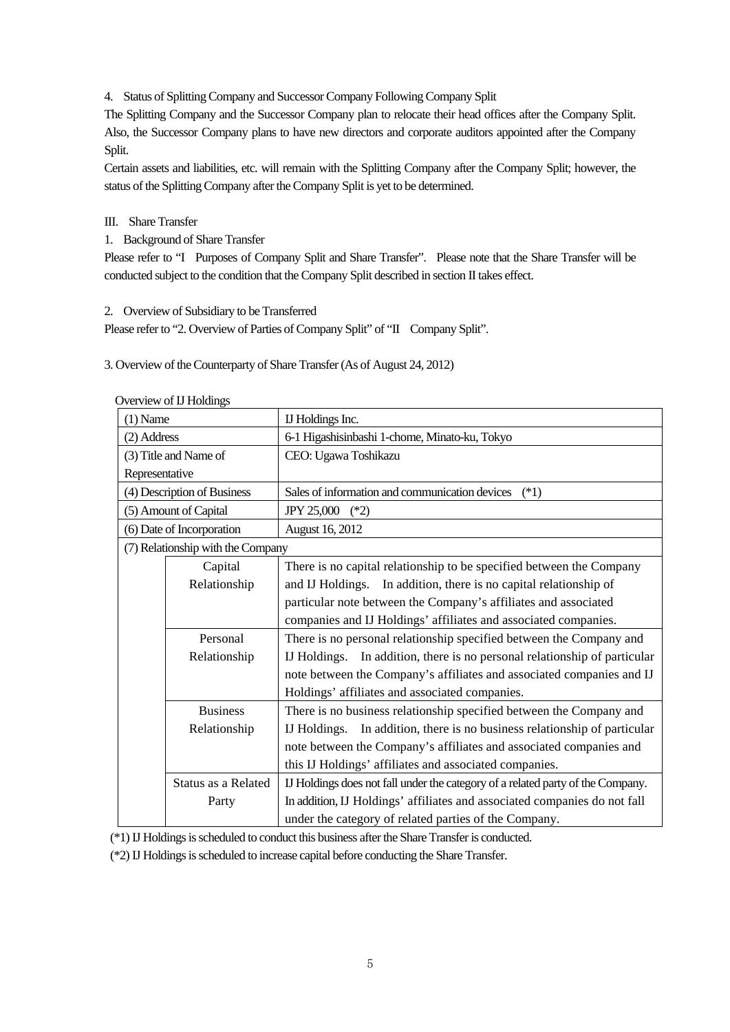4. Status of Splitting Company and Successor Company Following Company Split

The Splitting Company and the Successor Company plan to relocate their head offices after the Company Split. Also, the Successor Company plans to have new directors and corporate auditors appointed after the Company Split.

Certain assets and liabilities, etc. will remain with the Splitting Company after the Company Split; however, the status of the Splitting Company after the Company Split is yet to be determined.

## III. Share Transfer

1. Background of Share Transfer

Please refer to "I Purposes of Company Split and Share Transfer". Please note that the Share Transfer will be conducted subject to the condition that the Company Split described in section II takes effect.

2. Overview of Subsidiary to be Transferred

Please refer to "2. Overview of Parties of Company Split" of "II Company Split".

3. Overview of the Counterparty of Share Transfer (As of August 24, 2012)

Overview of IJ Holdings

| | | |
|---|---|---|
| (1) Name | | IJ Holdings Inc. |
| (2) Address | | 6-1 Higashisinbashi 1-chome, Minato-ku, Tokyo |
| (3) Title and Name of Representative | | CEO: Ugawa Toshikazu |
| (4) Description of Business | | Sales of information and communication devices (*1) |
| (5) Amount of Capital | | JPY 25,000 (*2) |
| (6) Date of Incorporation | | August 16, 2012 |
| (7) Relationship with the Company | | |
| | Capital Relationship | There is no capital relationship to be specified between the Company and IJ Holdings. In addition, there is no capital relationship of particular note between the Company's affiliates and associated companies and IJ Holdings' affiliates and associated companies. |
| | Personal Relationship | There is no personal relationship specified between the Company and IJ Holdings. In addition, there is no personal relationship of particular note between the Company's affiliates and associated companies and IJ Holdings' affiliates and associated companies. |
| | Business Relationship | There is no business relationship specified between the Company and IJ Holdings. In addition, there is no business relationship of particular note between the Company's affiliates and associated companies and this IJ Holdings' affiliates and associated companies. |
| | Status as a Related Party | IJ Holdings does not fall under the category of a related party of the Company. In addition, IJ Holdings' affiliates and associated companies do not fall under the category of related parties of the Company. |

(*1) IJ Holdings is scheduled to conduct this business after the Share Transfer is conducted.

(*2) IJ Holdings is scheduled to increase capital before conducting the Share Transfer.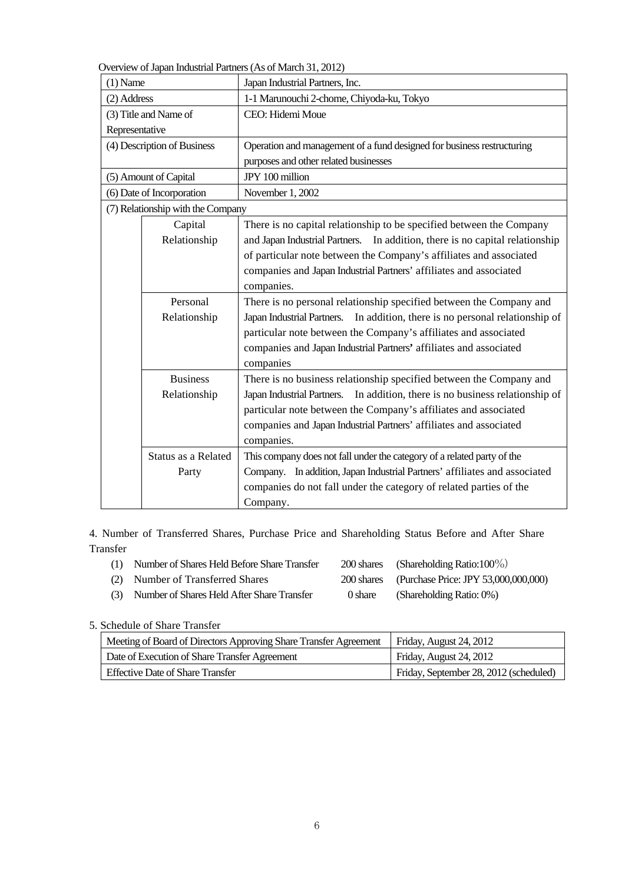Overview of Japan Industrial Partners (As of March 31, 2012)

| | | |
|---|---|---|
| (1) Name | | Japan Industrial Partners, Inc. |
| (2) Address | | 1-1 Marunouchi 2-chome, Chiyoda-ku, Tokyo |
| (3) Title and Name of Representative | | CEO: Hidemi Moue |
| (4) Description of Business | | Operation and management of a fund designed for business restructuring purposes and other related businesses |
| (5) Amount of Capital | | JPY 100 million |
| (6) Date of Incorporation | | November 1, 2002 |
| (7) Relationship with the Company | | |
| | Capital Relationship | There is no capital relationship to be specified between the Company and Japan Industrial Partners. In addition, there is no capital relationship of particular note between the Company's affiliates and associated companies and Japan Industrial Partners' affiliates and associated companies. |
| | Personal Relationship | There is no personal relationship specified between the Company and Japan Industrial Partners. In addition, there is no personal relationship of particular note between the Company's affiliates and associated companies and Japan Industrial Partners' affiliates and associated companies |
| | Business Relationship | There is no business relationship specified between the Company and Japan Industrial Partners. In addition, there is no business relationship of particular note between the Company's affiliates and associated companies and Japan Industrial Partners' affiliates and associated companies. |
| | Status as a Related Party | This company does not fall under the category of a related party of the Company. In addition, Japan Industrial Partners' affiliates and associated companies do not fall under the category of related parties of the Company. |

4. Number of Transferred Shares, Purchase Price and Shareholding Status Before and After Share Transfer

(1) Number of Shares Held Before Share Transfer 200 shares (Shareholding Ratio:100％)

(2) Number of Transferred Shares 200 shares (Purchase Price: JPY 53,000,000,000)

(3) Number of Shares Held After Share Transfer 0 share (Shareholding Ratio: 0%)

5. Schedule of Share Transfer

| | |
|---|---|
| Meeting of Board of Directors Approving Share Transfer Agreement | Friday, August 24, 2012 |
| Date of Execution of Share Transfer Agreement | Friday, August 24, 2012 |
| Effective Date of Share Transfer | Friday, September 28, 2012 (scheduled) |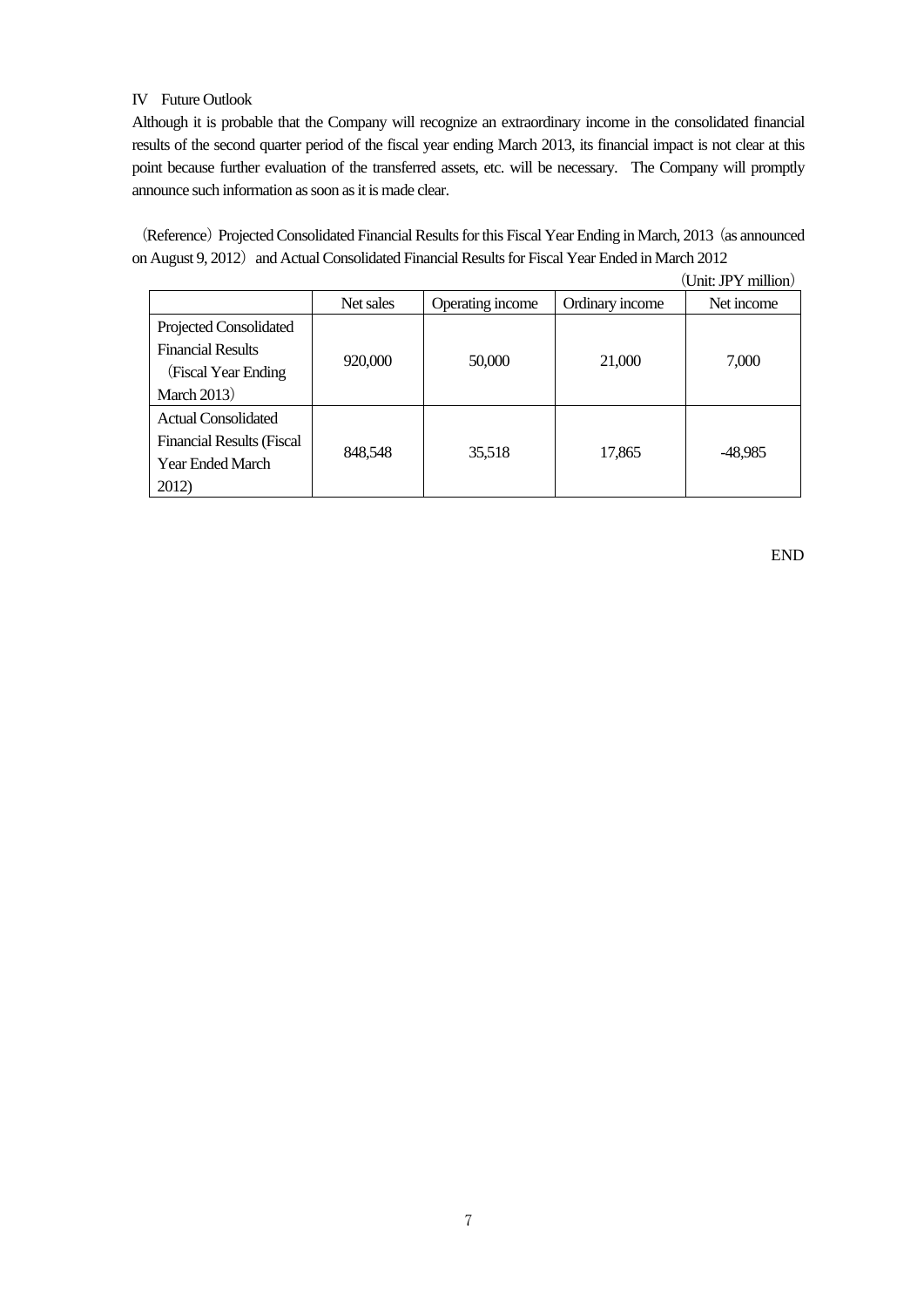## IV Future Outlook

Although it is probable that the Company will recognize an extraordinary income in the consolidated financial results of the second quarter period of the fiscal year ending March 2013, its financial impact is not clear at this point because further evaluation of the transferred assets, etc. will be necessary. The Company will promptly announce such information as soon as it is made clear.

（Reference）Projected Consolidated Financial Results for this Fiscal Year Ending in March, 2013（as announced on August 9, 2012）and Actual Consolidated Financial Results for Fiscal Year Ended in March 2012

（Unit: JPY million）

| | Net sales | Operating income | Ordinary income | Net income |
|---|---|---|---|---|
| Projected Consolidated Financial Results（Fiscal Year Ending March 2013） | 920,000 | 50,000 | 21,000 | 7,000 |
| Actual Consolidated Financial Results (Fiscal Year Ended March 2012) | 848,548 | 35,518 | 17,865 | -48,985 |

END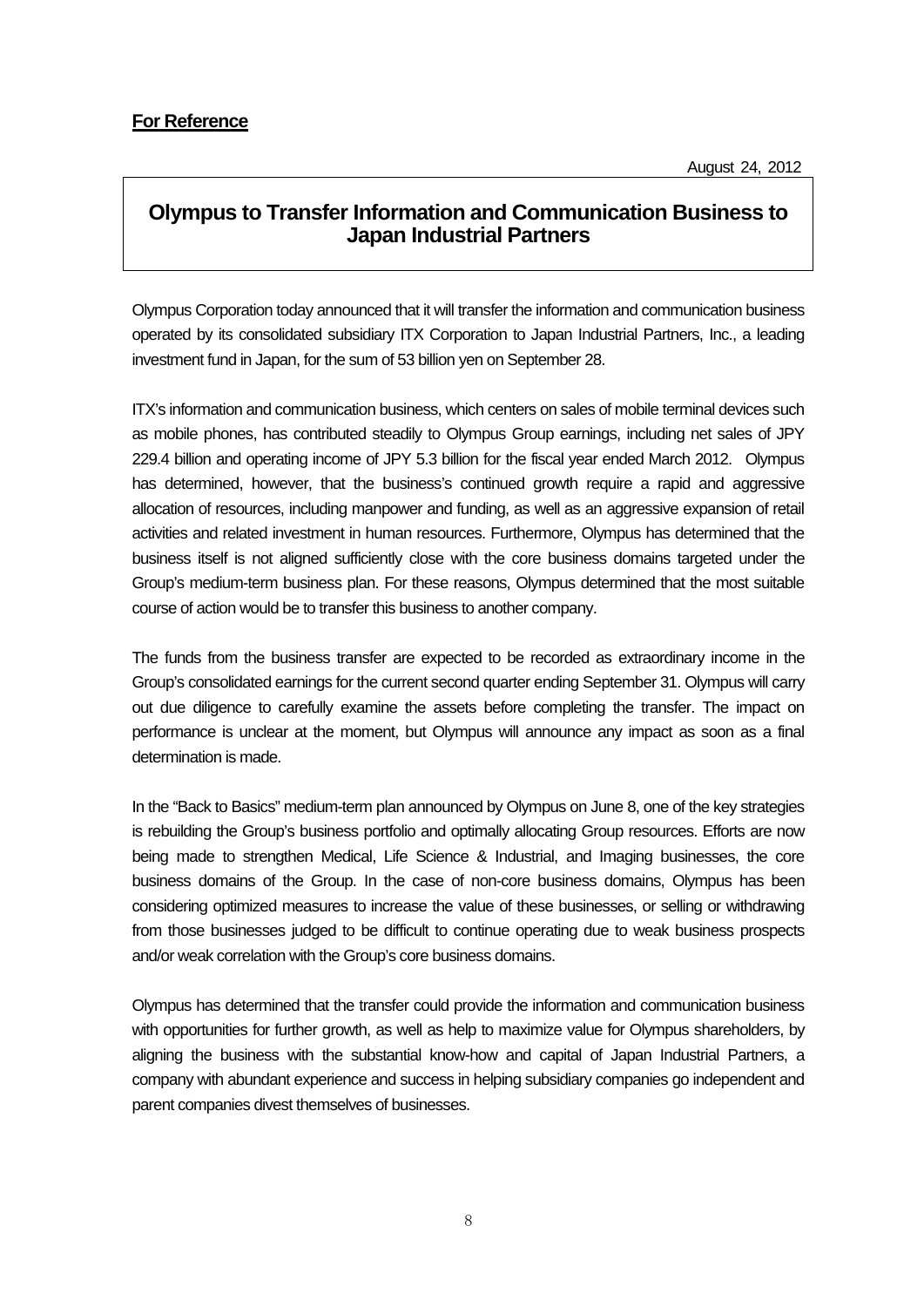**For Reference**

August 24, 2012

# Olympus to Transfer Information and Communication Business to Japan Industrial Partners

Olympus Corporation today announced that it will transfer the information and communication business operated by its consolidated subsidiary ITX Corporation to Japan Industrial Partners, Inc., a leading investment fund in Japan, for the sum of 53 billion yen on September 28.

ITX's information and communication business, which centers on sales of mobile terminal devices such as mobile phones, has contributed steadily to Olympus Group earnings, including net sales of JPY 229.4 billion and operating income of JPY 5.3 billion for the fiscal year ended March 2012. Olympus has determined, however, that the business's continued growth require a rapid and aggressive allocation of resources, including manpower and funding, as well as an aggressive expansion of retail activities and related investment in human resources. Furthermore, Olympus has determined that the business itself is not aligned sufficiently close with the core business domains targeted under the Group's medium-term business plan. For these reasons, Olympus determined that the most suitable course of action would be to transfer this business to another company.

The funds from the business transfer are expected to be recorded as extraordinary income in the Group's consolidated earnings for the current second quarter ending September 31. Olympus will carry out due diligence to carefully examine the assets before completing the transfer. The impact on performance is unclear at the moment, but Olympus will announce any impact as soon as a final determination is made.

In the "Back to Basics" medium-term plan announced by Olympus on June 8, one of the key strategies is rebuilding the Group's business portfolio and optimally allocating Group resources. Efforts are now being made to strengthen Medical, Life Science & Industrial, and Imaging businesses, the core business domains of the Group. In the case of non-core business domains, Olympus has been considering optimized measures to increase the value of these businesses, or selling or withdrawing from those businesses judged to be difficult to continue operating due to weak business prospects and/or weak correlation with the Group's core business domains.

Olympus has determined that the transfer could provide the information and communication business with opportunities for further growth, as well as help to maximize value for Olympus shareholders, by aligning the business with the substantial know-how and capital of Japan Industrial Partners, a company with abundant experience and success in helping subsidiary companies go independent and parent companies divest themselves of businesses.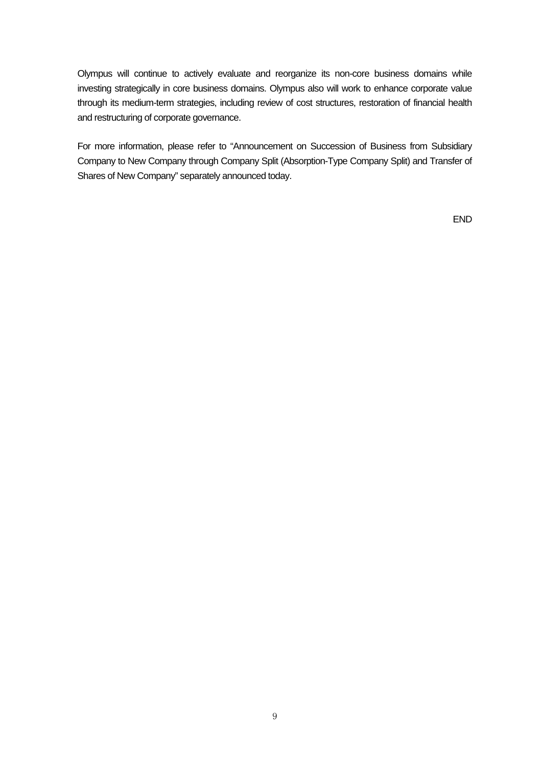Olympus will continue to actively evaluate and reorganize its non-core business domains while investing strategically in core business domains. Olympus also will work to enhance corporate value through its medium-term strategies, including review of cost structures, restoration of financial health and restructuring of corporate governance.

For more information, please refer to "Announcement on Succession of Business from Subsidiary Company to New Company through Company Split (Absorption-Type Company Split) and Transfer of Shares of New Company" separately announced today.

END